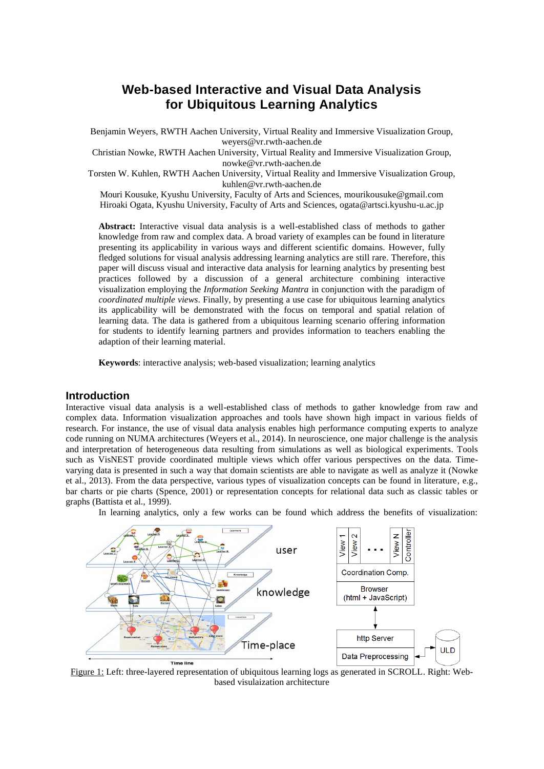# Web-based Interactive and Visual Data Analysis for Ubiquitous Learning Analytics

Benjamin Weyers, RWTH Aachen University, Virtual Reality and Immersive Visualization Group, weyers@vr.rwth-aachen.de

Christian Nowke, RWTH Aachen University, Virtual Reality and Immersive Visualization Group, nowke@vr.rwth-aachen.de

Torsten W. Kuhlen, RWTH Aachen University, Virtual Reality and Immersive Visualization Group, kuhlen@vr.rwth-aachen.de

Mouri Kousuke, Kyushu University, Faculty of Arts and Sciences, mourikousuke@gmail.com

Hiroaki Ogata, Kyushu University, Faculty of Arts and Sciences, ogata@artsci.kyushu-u.ac.jp

**Abstract:** Interactive visual data analysis is a well-established class of methods to gather knowledge from raw and complex data. A broad variety of examples can be found in literature presenting its applicability in various ways and different scientific domains. However, fully fledged solutions for visual analysis addressing learning analytics are still rare. Therefore, this paper will discuss visual and interactive data analysis for learning analytics by presenting best practices followed by a discussion of a general architecture combining interactive visualization employing the *Information Seeking Mantra* in conjunction with the paradigm of *coordinated multiple views*. Finally, by presenting a use case for ubiquitous learning analytics its applicability will be demonstrated with the focus on temporal and spatial relation of learning data. The data is gathered from a ubiquitous learning scenario offering information for students to identify learning partners and provides information to teachers enabling the adaption of their learning material.

**Keywords**: interactive analysis; web-based visualization; learning analytics

## Introduction

Interactive visual data analysis is a well-established class of methods to gather knowledge from raw and complex data. Information visualization approaches and tools have shown high impact in various fields of research. For instance, the use of visual data analysis enables high performance computing experts to analyze code running on NUMA architectures (Weyers et al., 2014). In neuroscience, one major challenge is the analysis and interpretation of heterogeneous data resulting from simulations as well as biological experiments. Tools such as VisNEST provide coordinated multiple views which offer various perspectives on the data. Time-varying data is presented in such a way that domain scientists are able to navigate as well as analyze it (Nowke et al., 2013). From the data perspective, various types of visualization concepts can be found in literature, e.g., bar charts or pie charts (Spence, 2001) or representation concepts for relational data such as classic tables or graphs (Battista et al., 1999).

In learning analytics, only a few works can be found which address the benefits of visualization:

Figure 1: Left: three-layered representation of ubiquitous learning logs as generated in SCROLL. Right: Web-based visulaization architecture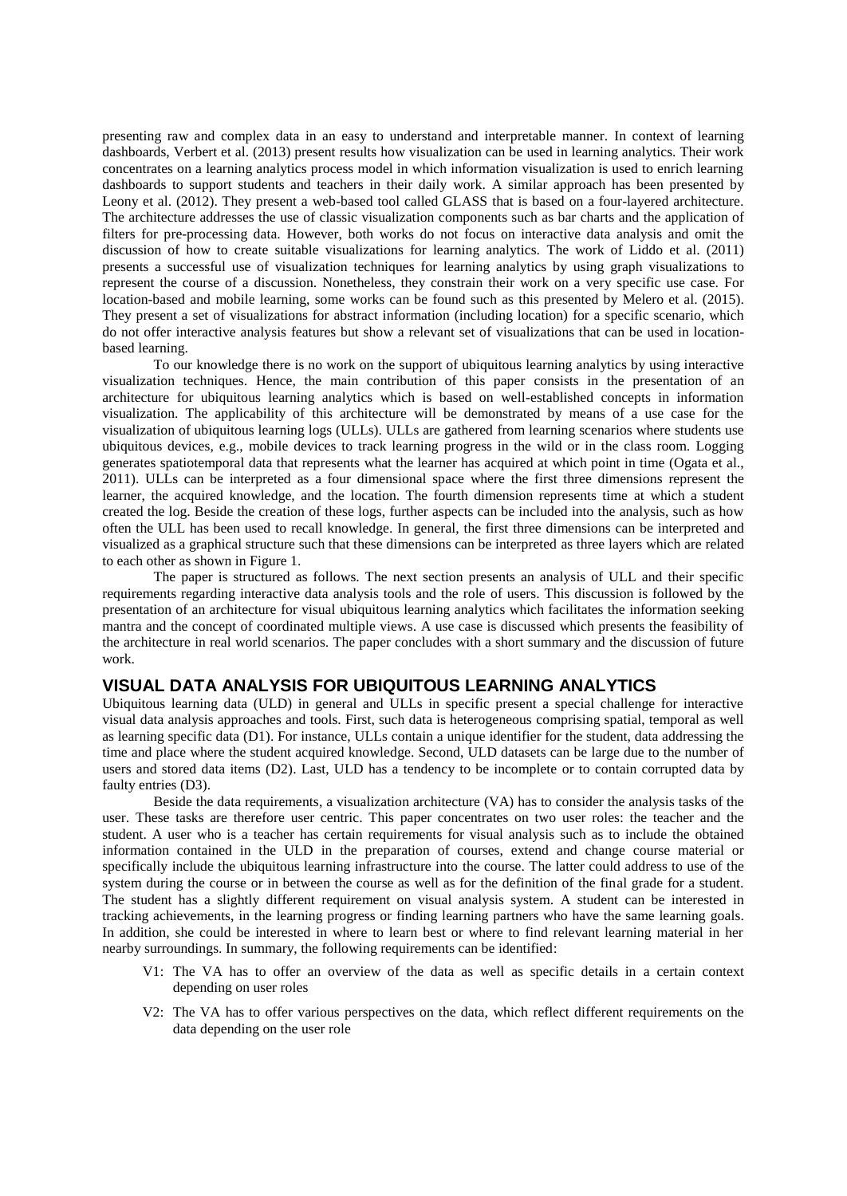presenting raw and complex data in an easy to understand and interpretable manner. In context of learning dashboards, Verbert et al. (2013) present results how visualization can be used in learning analytics. Their work concentrates on a learning analytics process model in which information visualization is used to enrich learning dashboards to support students and teachers in their daily work. A similar approach has been presented by Leony et al. (2012). They present a web-based tool called GLASS that is based on a four-layered architecture. The architecture addresses the use of classic visualization components such as bar charts and the application of filters for pre-processing data. However, both works do not focus on interactive data analysis and omit the discussion of how to create suitable visualizations for learning analytics. The work of Liddo et al. (2011) presents a successful use of visualization techniques for learning analytics by using graph visualizations to represent the course of a discussion. Nonetheless, they constrain their work on a very specific use case. For location-based and mobile learning, some works can be found such as this presented by Melero et al. (2015). They present a set of visualizations for abstract information (including location) for a specific scenario, which do not offer interactive analysis features but show a relevant set of visualizations that can be used in location-based learning.

To our knowledge there is no work on the support of ubiquitous learning analytics by using interactive visualization techniques. Hence, the main contribution of this paper consists in the presentation of an architecture for ubiquitous learning analytics which is based on well-established concepts in information visualization. The applicability of this architecture will be demonstrated by means of a use case for the visualization of ubiquitous learning logs (ULLs). ULLs are gathered from learning scenarios where students use ubiquitous devices, e.g., mobile devices to track learning progress in the wild or in the class room. Logging generates spatiotemporal data that represents what the learner has acquired at which point in time (Ogata et al., 2011). ULLs can be interpreted as a four dimensional space where the first three dimensions represent the learner, the acquired knowledge, and the location. The fourth dimension represents time at which a student created the log. Beside the creation of these logs, further aspects can be included into the analysis, such as how often the ULL has been used to recall knowledge. In general, the first three dimensions can be interpreted and visualized as a graphical structure such that these dimensions can be interpreted as three layers which are related to each other as shown in Figure 1.

The paper is structured as follows. The next section presents an analysis of ULL and their specific requirements regarding interactive data analysis tools and the role of users. This discussion is followed by the presentation of an architecture for visual ubiquitous learning analytics which facilitates the information seeking mantra and the concept of coordinated multiple views. A use case is discussed which presents the feasibility of the architecture in real world scenarios. The paper concludes with a short summary and the discussion of future work.

## VISUAL DATA ANALYSIS FOR UBIQUITOUS LEARNING ANALYTICS

Ubiquitous learning data (ULD) in general and ULLs in specific present a special challenge for interactive visual data analysis approaches and tools. First, such data is heterogeneous comprising spatial, temporal as well as learning specific data (D1). For instance, ULLs contain a unique identifier for the student, data addressing the time and place where the student acquired knowledge. Second, ULD datasets can be large due to the number of users and stored data items (D2). Last, ULD has a tendency to be incomplete or to contain corrupted data by faulty entries (D3).

Beside the data requirements, a visualization architecture (VA) has to consider the analysis tasks of the user. These tasks are therefore user centric. This paper concentrates on two user roles: the teacher and the student. A user who is a teacher has certain requirements for visual analysis such as to include the obtained information contained in the ULD in the preparation of courses, extend and change course material or specifically include the ubiquitous learning infrastructure into the course. The latter could address to use of the system during the course or in between the course as well as for the definition of the final grade for a student. The student has a slightly different requirement on visual analysis system. A student can be interested in tracking achievements, in the learning progress or finding learning partners who have the same learning goals. In addition, she could be interested in where to learn best or where to find relevant learning material in her nearby surroundings. In summary, the following requirements can be identified:

- V1: The VA has to offer an overview of the data as well as specific details in a certain context depending on user roles
- V2: The VA has to offer various perspectives on the data, which reflect different requirements on the data depending on the user role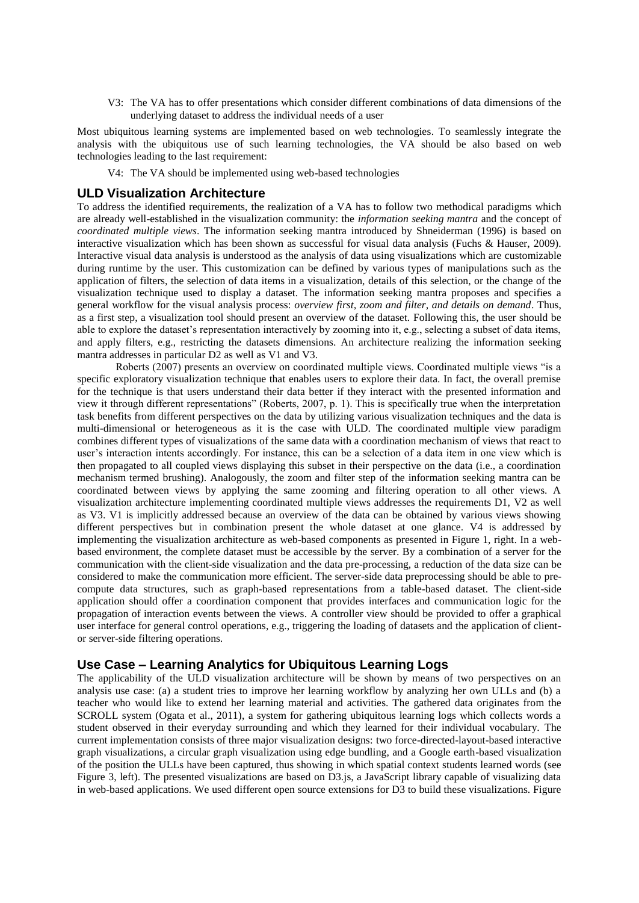V3: The VA has to offer presentations which consider different combinations of data dimensions of the underlying dataset to address the individual needs of a user

Most ubiquitous learning systems are implemented based on web technologies. To seamlessly integrate the analysis with the ubiquitous use of such learning technologies, the VA should be also based on web technologies leading to the last requirement:

V4: The VA should be implemented using web-based technologies

## ULD Visualization Architecture

To address the identified requirements, the realization of a VA has to follow two methodical paradigms which are already well-established in the visualization community: the *information seeking mantra* and the concept of *coordinated multiple views*. The information seeking mantra introduced by Shneiderman (1996) is based on interactive visualization which has been shown as successful for visual data analysis (Fuchs & Hauser, 2009). Interactive visual data analysis is understood as the analysis of data using visualizations which are customizable during runtime by the user. This customization can be defined by various types of manipulations such as the application of filters, the selection of data items in a visualization, details of this selection, or the change of the visualization technique used to display a dataset. The information seeking mantra proposes and specifies a general workflow for the visual analysis process: *overview first, zoom and filter, and details on demand*. Thus, as a first step, a visualization tool should present an overview of the dataset. Following this, the user should be able to explore the dataset's representation interactively by zooming into it, e.g., selecting a subset of data items, and apply filters, e.g., restricting the datasets dimensions. An architecture realizing the information seeking mantra addresses in particular D2 as well as V1 and V3.

Roberts (2007) presents an overview on coordinated multiple views. Coordinated multiple views "is a specific exploratory visualization technique that enables users to explore their data. In fact, the overall premise for the technique is that users understand their data better if they interact with the presented information and view it through different representations" (Roberts, 2007, p. 1). This is specifically true when the interpretation task benefits from different perspectives on the data by utilizing various visualization techniques and the data is multi-dimensional or heterogeneous as it is the case with ULD. The coordinated multiple view paradigm combines different types of visualizations of the same data with a coordination mechanism of views that react to user's interaction intents accordingly. For instance, this can be a selection of a data item in one view which is then propagated to all coupled views displaying this subset in their perspective on the data (i.e., a coordination mechanism termed brushing). Analogously, the zoom and filter step of the information seeking mantra can be coordinated between views by applying the same zooming and filtering operation to all other views. A visualization architecture implementing coordinated multiple views addresses the requirements D1, V2 as well as V3. V1 is implicitly addressed because an overview of the data can be obtained by various views showing different perspectives but in combination present the whole dataset at one glance. V4 is addressed by implementing the visualization architecture as web-based components as presented in Figure 1, right. In a web-based environment, the complete dataset must be accessible by the server. By a combination of a server for the communication with the client-side visualization and the data pre-processing, a reduction of the data size can be considered to make the communication more efficient. The server-side data preprocessing should be able to pre-compute data structures, such as graph-based representations from a table-based dataset. The client-side application should offer a coordination component that provides interfaces and communication logic for the propagation of interaction events between the views. A controller view should be provided to offer a graphical user interface for general control operations, e.g., triggering the loading of datasets and the application of client- or server-side filtering operations.

## Use Case – Learning Analytics for Ubiquitous Learning Logs

The applicability of the ULD visualization architecture will be shown by means of two perspectives on an analysis use case: (a) a student tries to improve her learning workflow by analyzing her own ULLs and (b) a teacher who would like to extend her learning material and activities. The gathered data originates from the SCROLL system (Ogata et al., 2011), a system for gathering ubiquitous learning logs which collects words a student observed in their everyday surrounding and which they learned for their individual vocabulary. The current implementation consists of three major visualization designs: two force-directed-layout-based interactive graph visualizations, a circular graph visualization using edge bundling, and a Google earth-based visualization of the position the ULLs have been captured, thus showing in which spatial context students learned words (see Figure 3, left). The presented visualizations are based on D3.js, a JavaScript library capable of visualizing data in web-based applications. We used different open source extensions for D3 to build these visualizations. Figure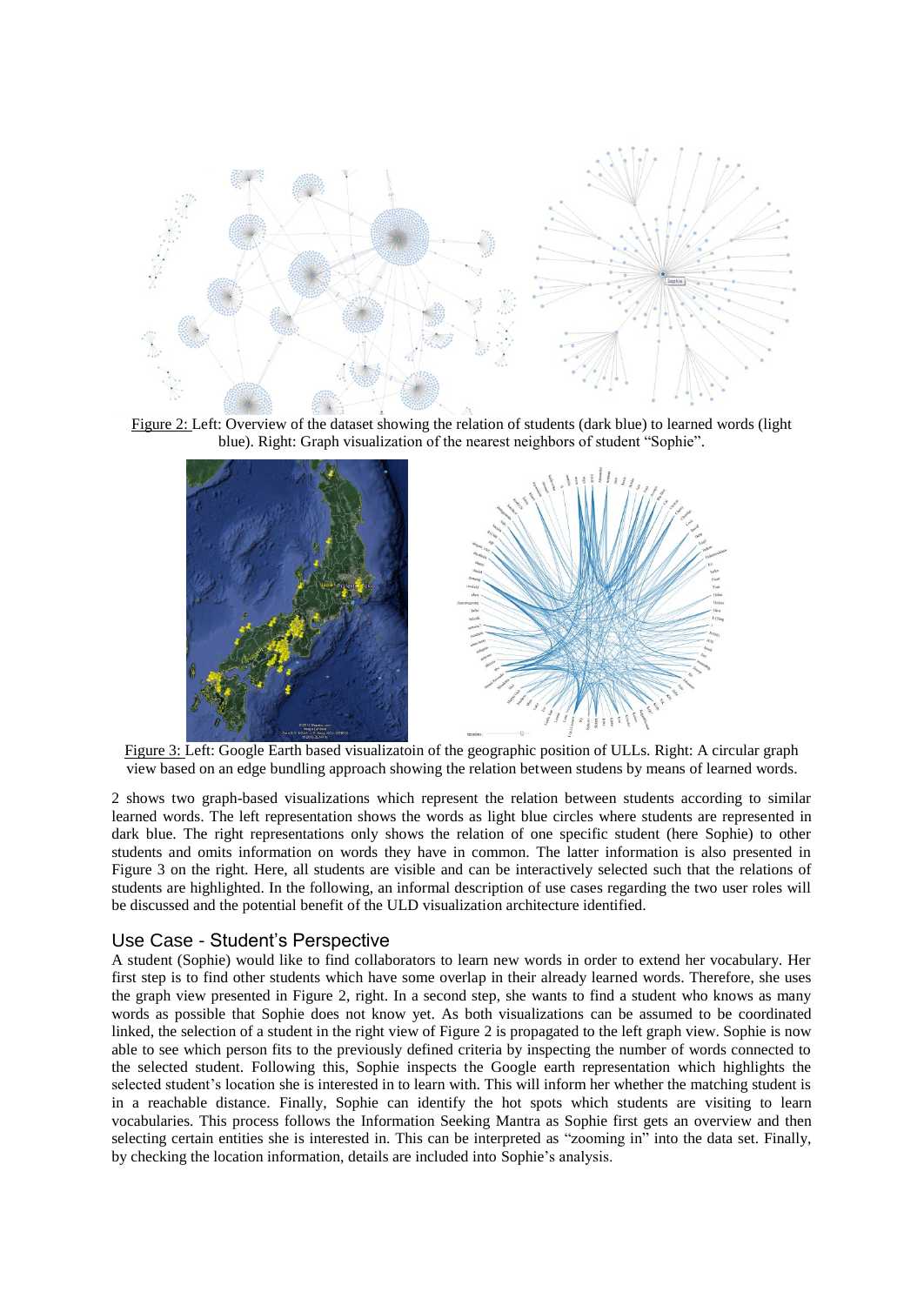Figure 2: Left: Overview of the dataset showing the relation of students (dark blue) to learned words (light blue). Right: Graph visualization of the nearest neighbors of student "Sophie".

Figure 3: Left: Google Earth based visualizatoin of the geographic position of ULLs. Right: A circular graph view based on an edge bundling approach showing the relation between studens by means of learned words.

2 shows two graph-based visualizations which represent the relation between students according to similar learned words. The left representation shows the words as light blue circles where students are represented in dark blue. The right representations only shows the relation of one specific student (here Sophie) to other students and omits information on words they have in common. The latter information is also presented in Figure 3 on the right. Here, all students are visible and can be interactively selected such that the relations of students are highlighted. In the following, an informal description of use cases regarding the two user roles will be discussed and the potential benefit of the ULD visualization architecture identified.

## Use Case - Student's Perspective

A student (Sophie) would like to find collaborators to learn new words in order to extend her vocabulary. Her first step is to find other students which have some overlap in their already learned words. Therefore, she uses the graph view presented in Figure 2, right. In a second step, she wants to find a student who knows as many words as possible that Sophie does not know yet. As both visualizations can be assumed to be coordinated linked, the selection of a student in the right view of Figure 2 is propagated to the left graph view. Sophie is now able to see which person fits to the previously defined criteria by inspecting the number of words connected to the selected student. Following this, Sophie inspects the Google earth representation which highlights the selected student's location she is interested in to learn with. This will inform her whether the matching student is in a reachable distance. Finally, Sophie can identify the hot spots which students are visiting to learn vocabularies. This process follows the Information Seeking Mantra as Sophie first gets an overview and then selecting certain entities she is interested in. This can be interpreted as "zooming in" into the data set. Finally, by checking the location information, details are included into Sophie's analysis.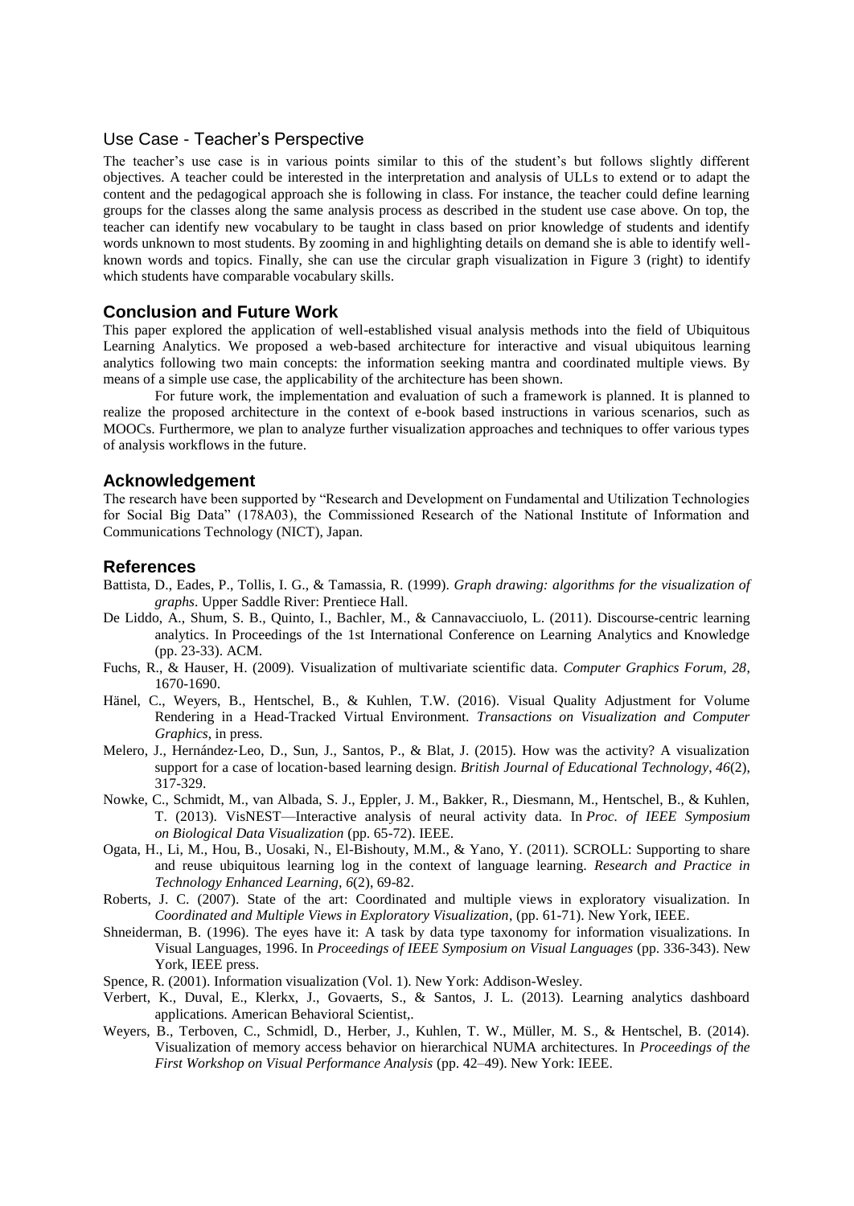## Use Case - Teacher's Perspective

The teacher's use case is in various points similar to this of the student's but follows slightly different objectives. A teacher could be interested in the interpretation and analysis of ULLs to extend or to adapt the content and the pedagogical approach she is following in class. For instance, the teacher could define learning groups for the classes along the same analysis process as described in the student use case above. On top, the teacher can identify new vocabulary to be taught in class based on prior knowledge of students and identify words unknown to most students. By zooming in and highlighting details on demand she is able to identify well-known words and topics. Finally, she can use the circular graph visualization in Figure 3 (right) to identify which students have comparable vocabulary skills.

## Conclusion and Future Work

This paper explored the application of well-established visual analysis methods into the field of Ubiquitous Learning Analytics. We proposed a web-based architecture for interactive and visual ubiquitous learning analytics following two main concepts: the information seeking mantra and coordinated multiple views. By means of a simple use case, the applicability of the architecture has been shown.

For future work, the implementation and evaluation of such a framework is planned. It is planned to realize the proposed architecture in the context of e-book based instructions in various scenarios, such as MOOCs. Furthermore, we plan to analyze further visualization approaches and techniques to offer various types of analysis workflows in the future.

## Acknowledgement

The research have been supported by "Research and Development on Fundamental and Utilization Technologies for Social Big Data" (178A03), the Commissioned Research of the National Institute of Information and Communications Technology (NICT), Japan.

## References

Battista, D., Eades, P., Tollis, I. G., & Tamassia, R. (1999). *Graph drawing: algorithms for the visualization of graphs*. Upper Saddle River: Prentiece Hall.

De Liddo, A., Shum, S. B., Quinto, I., Bachler, M., & Cannavacciuolo, L. (2011). Discourse-centric learning analytics. In Proceedings of the 1st International Conference on Learning Analytics and Knowledge (pp. 23-33). ACM.

Fuchs, R., & Hauser, H. (2009). Visualization of multivariate scientific data. *Computer Graphics Forum*, *28*, 1670-1690.

Hänel, C., Weyers, B., Hentschel, B., & Kuhlen, T.W. (2016). Visual Quality Adjustment for Volume Rendering in a Head-Tracked Virtual Environment. *Transactions on Visualization and Computer Graphics*, in press.

Melero, J., Hernández‐Leo, D., Sun, J., Santos, P., & Blat, J. (2015). How was the activity? A visualization support for a case of location‐based learning design. *British Journal of Educational Technology*, *46*(2), 317-329.

Nowke, C., Schmidt, M., van Albada, S. J., Eppler, J. M., Bakker, R., Diesmann, M., Hentschel, B., & Kuhlen, T. (2013). VisNEST—Interactive analysis of neural activity data. In *Proc. of IEEE Symposium on Biological Data Visualization* (pp. 65-72). IEEE.

Ogata, H., Li, M., Hou, B., Uosaki, N., El-Bishouty, M.M., & Yano, Y. (2011). SCROLL: Supporting to share and reuse ubiquitous learning log in the context of language learning. *Research and Practice in Technology Enhanced Learning*, *6*(2), 69-82.

Roberts, J. C. (2007). State of the art: Coordinated and multiple views in exploratory visualization. In *Coordinated and Multiple Views in Exploratory Visualization*, (pp. 61-71). New York, IEEE.

Shneiderman, B. (1996). The eyes have it: A task by data type taxonomy for information visualizations. In Visual Languages, 1996. In *Proceedings of IEEE Symposium on Visual Languages* (pp. 336-343). New York, IEEE press.

Spence, R. (2001). Information visualization (Vol. 1). New York: Addison-Wesley.

Verbert, K., Duval, E., Klerkx, J., Govaerts, S., & Santos, J. L. (2013). Learning analytics dashboard applications. American Behavioral Scientist,.

Weyers, B., Terboven, C., Schmidl, D., Herber, J., Kuhlen, T. W., Müller, M. S., & Hentschel, B. (2014). Visualization of memory access behavior on hierarchical NUMA architectures. In *Proceedings of the First Workshop on Visual Performance Analysis* (pp. 42–49). New York: IEEE.